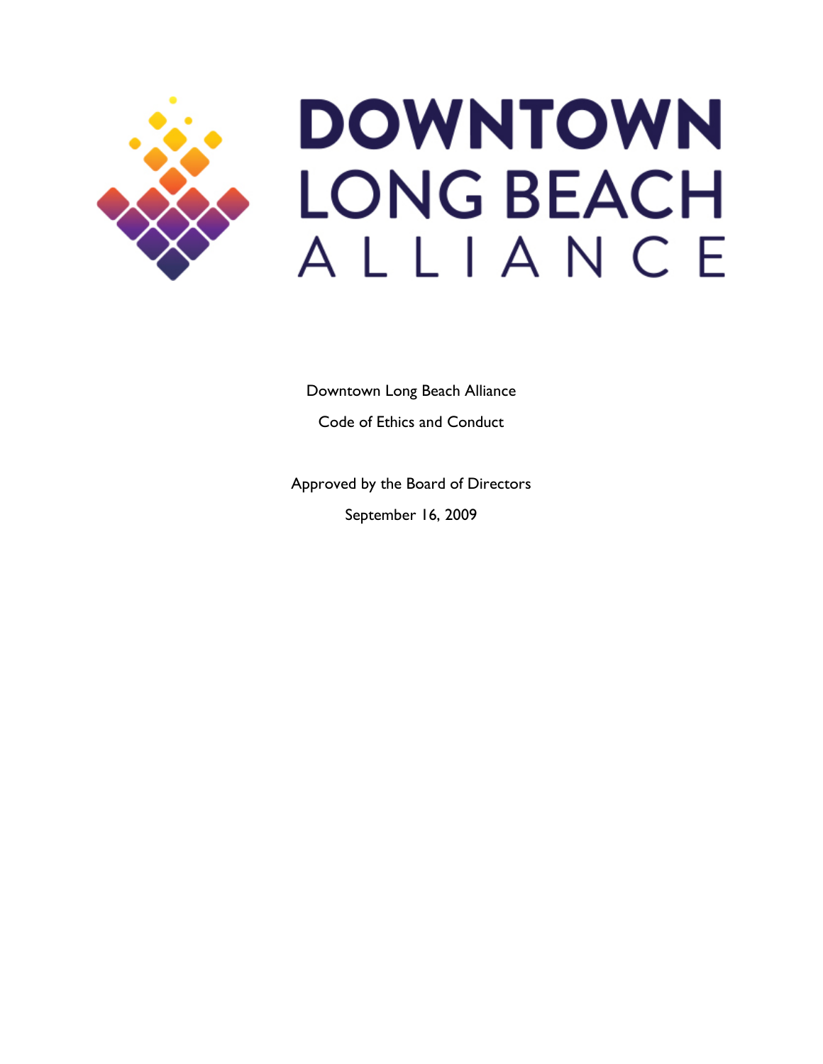DOWNTOWN LONG BEACH ALLIANCE

Downtown Long Beach Alliance

Code of Ethics and Conduct

Approved by the Board of Directors

September 16, 2009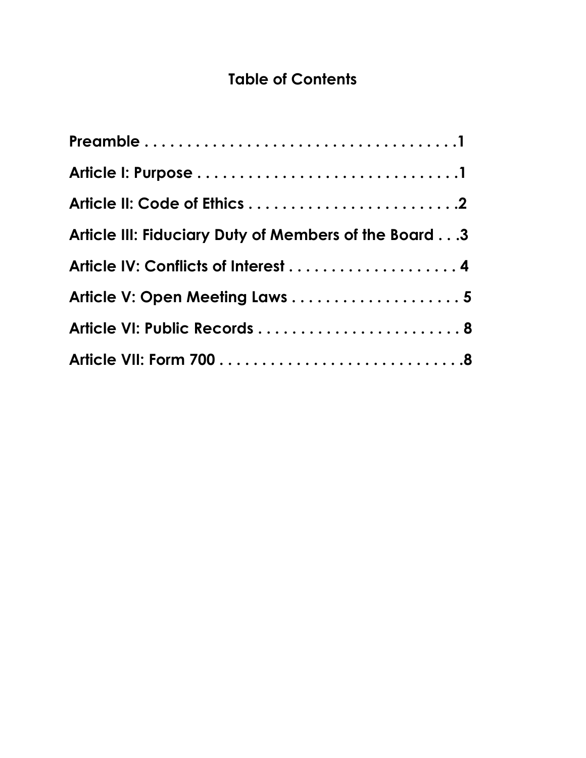## Table of Contents

**Preamble . . . . . . . . . . . . . . . . . . . . . . . . . . . . . . . . . . . . . . .1**

**Article I: Purpose . . . . . . . . . . . . . . . . . . . . . . . . . . . . . . . . .1**

**Article II: Code of Ethics . . . . . . . . . . . . . . . . . . . . . . . . . .2**

**Article III: Fiduciary Duty of Members of the Board . . .3**

**Article IV: Conflicts of Interest . . . . . . . . . . . . . . . . . . . . 4**

**Article V: Open Meeting Laws . . . . . . . . . . . . . . . . . . . . 5**

**Article VI: Public Records . . . . . . . . . . . . . . . . . . . . . . . . 8**

**Article VII: Form 700 . . . . . . . . . . . . . . . . . . . . . . . . . . . .8**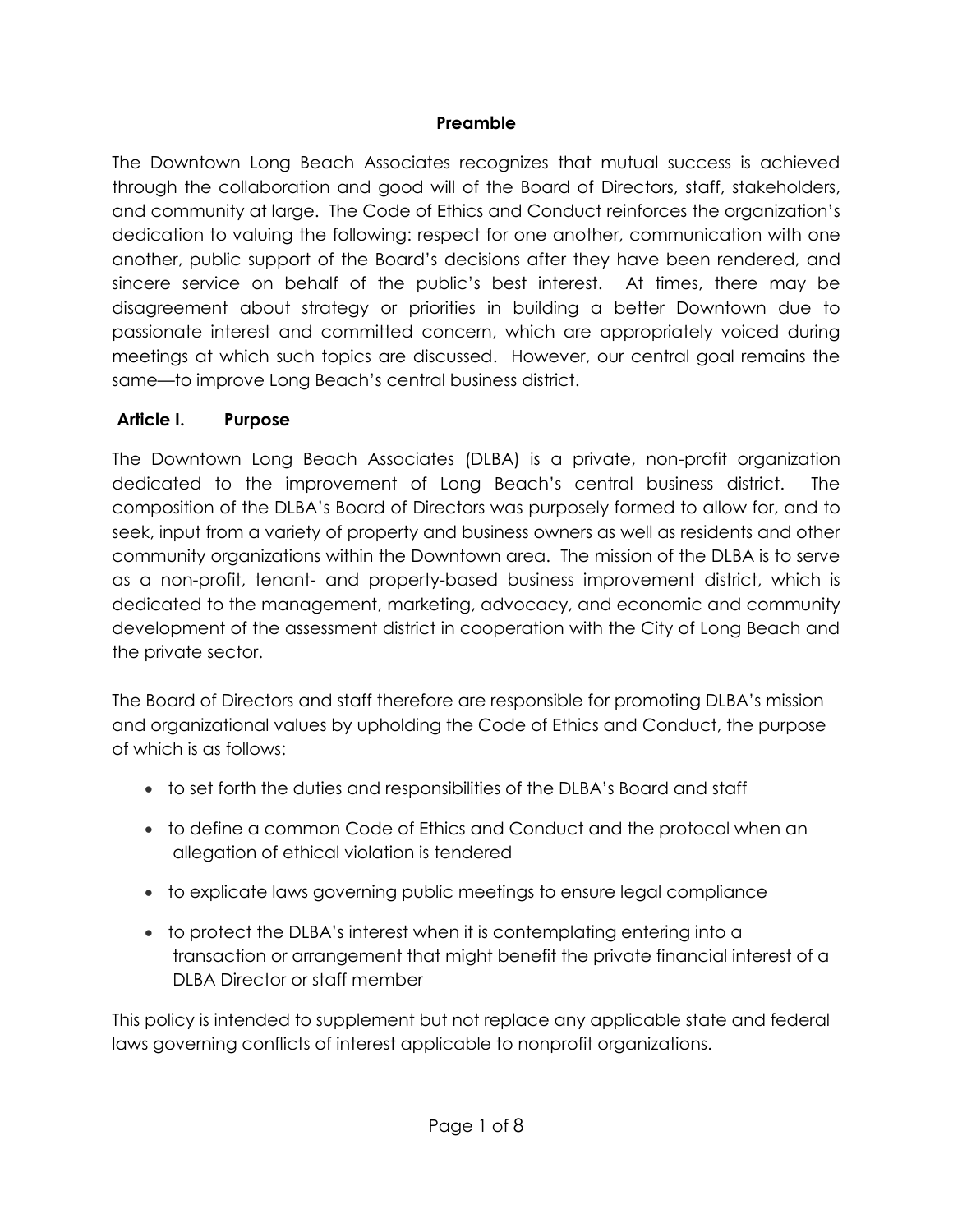## Preamble

The Downtown Long Beach Associates recognizes that mutual success is achieved through the collaboration and good will of the Board of Directors, staff, stakeholders, and community at large. The Code of Ethics and Conduct reinforces the organization's dedication to valuing the following: respect for one another, communication with one another, public support of the Board's decisions after they have been rendered, and sincere service on behalf of the public's best interest. At times, there may be disagreement about strategy or priorities in building a better Downtown due to passionate interest and committed concern, which are appropriately voiced during meetings at which such topics are discussed. However, our central goal remains the same—to improve Long Beach's central business district.

## Article I. Purpose

The Downtown Long Beach Associates (DLBA) is a private, non-profit organization dedicated to the improvement of Long Beach's central business district. The composition of the DLBA's Board of Directors was purposely formed to allow for, and to seek, input from a variety of property and business owners as well as residents and other community organizations within the Downtown area. The mission of the DLBA is to serve as a non-profit, tenant- and property-based business improvement district, which is dedicated to the management, marketing, advocacy, and economic and community development of the assessment district in cooperation with the City of Long Beach and the private sector.

The Board of Directors and staff therefore are responsible for promoting DLBA's mission and organizational values by upholding the Code of Ethics and Conduct, the purpose of which is as follows:

- to set forth the duties and responsibilities of the DLBA's Board and staff
- to define a common Code of Ethics and Conduct and the protocol when an allegation of ethical violation is tendered
- to explicate laws governing public meetings to ensure legal compliance
- to protect the DLBA's interest when it is contemplating entering into a transaction or arrangement that might benefit the private financial interest of a DLBA Director or staff member

This policy is intended to supplement but not replace any applicable state and federal laws governing conflicts of interest applicable to nonprofit organizations.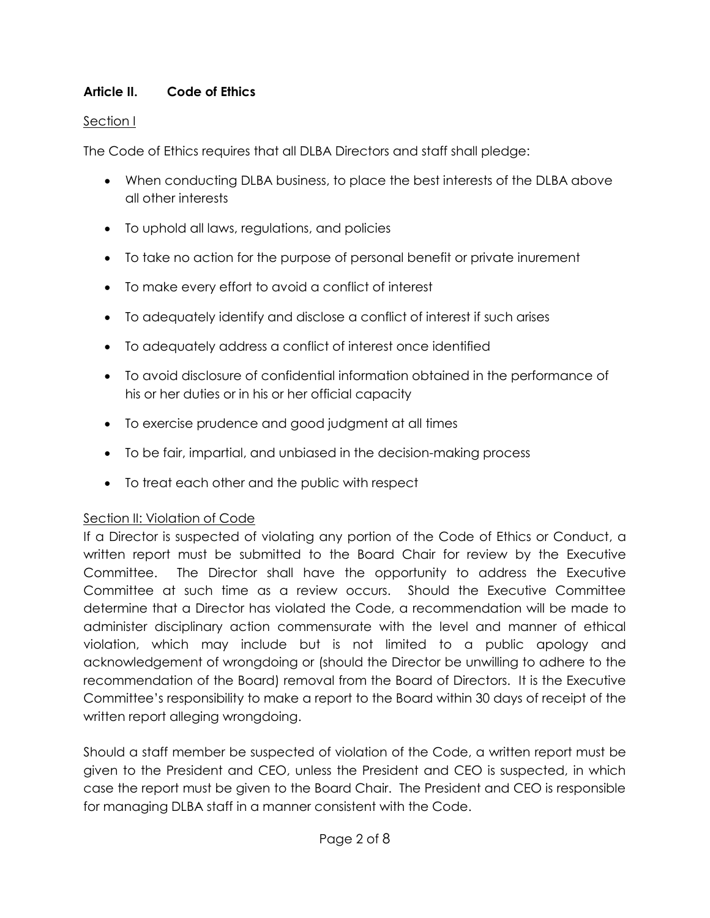## Article II. Code of Ethics

Section I

The Code of Ethics requires that all DLBA Directors and staff shall pledge:

- When conducting DLBA business, to place the best interests of the DLBA above all other interests
- To uphold all laws, regulations, and policies
- To take no action for the purpose of personal benefit or private inurement
- To make every effort to avoid a conflict of interest
- To adequately identify and disclose a conflict of interest if such arises
- To adequately address a conflict of interest once identified
- To avoid disclosure of confidential information obtained in the performance of his or her duties or in his or her official capacity
- To exercise prudence and good judgment at all times
- To be fair, impartial, and unbiased in the decision-making process
- To treat each other and the public with respect

Section II: Violation of Code

If a Director is suspected of violating any portion of the Code of Ethics or Conduct, a written report must be submitted to the Board Chair for review by the Executive Committee. The Director shall have the opportunity to address the Executive Committee at such time as a review occurs. Should the Executive Committee determine that a Director has violated the Code, a recommendation will be made to administer disciplinary action commensurate with the level and manner of ethical violation, which may include but is not limited to a public apology and acknowledgement of wrongdoing or (should the Director be unwilling to adhere to the recommendation of the Board) removal from the Board of Directors. It is the Executive Committee's responsibility to make a report to the Board within 30 days of receipt of the written report alleging wrongdoing.

Should a staff member be suspected of violation of the Code, a written report must be given to the President and CEO, unless the President and CEO is suspected, in which case the report must be given to the Board Chair. The President and CEO is responsible for managing DLBA staff in a manner consistent with the Code.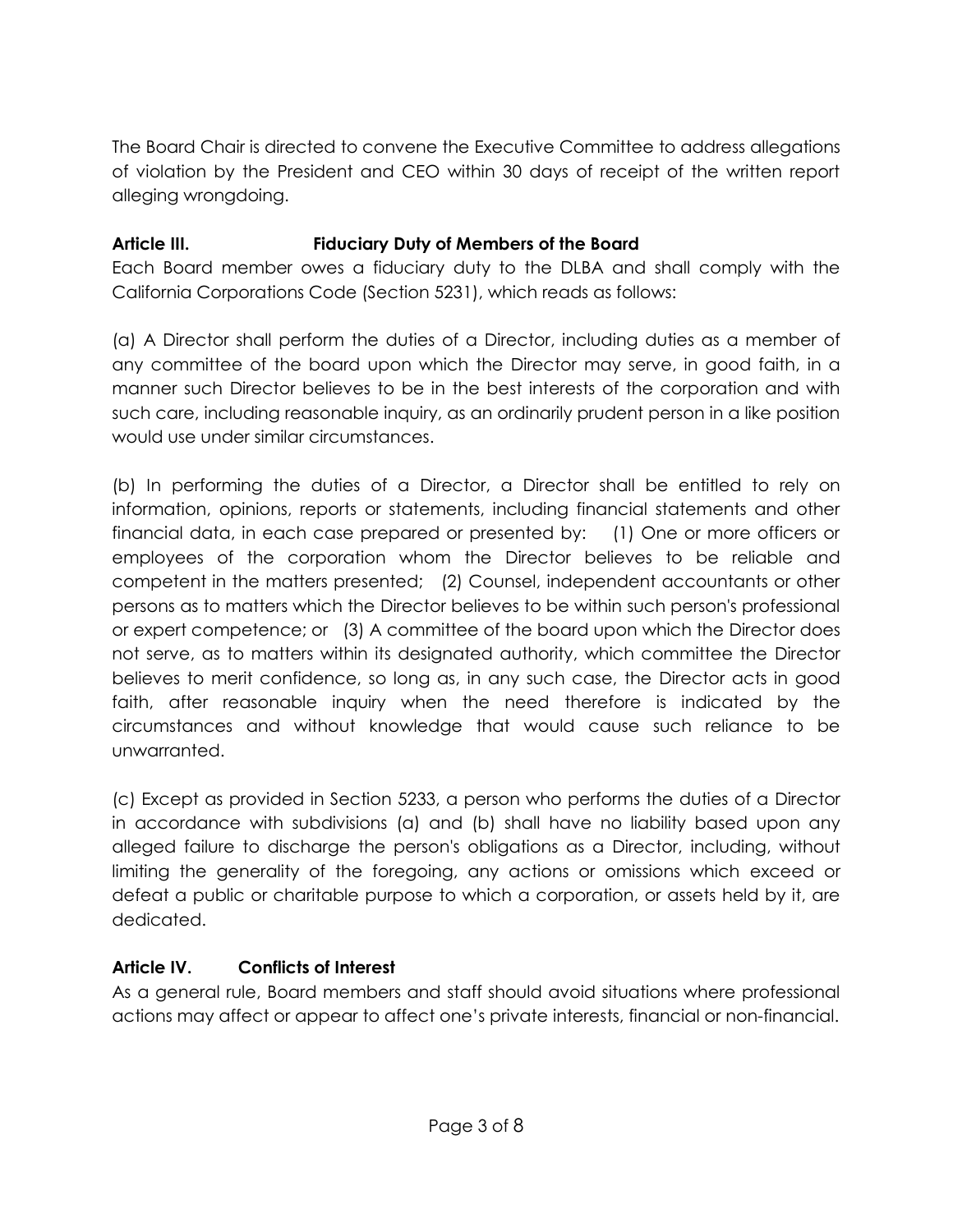The Board Chair is directed to convene the Executive Committee to address allegations of violation by the President and CEO within 30 days of receipt of the written report alleging wrongdoing.

## Article III. Fiduciary Duty of Members of the Board

Each Board member owes a fiduciary duty to the DLBA and shall comply with the California Corporations Code (Section 5231), which reads as follows:

(a) A Director shall perform the duties of a Director, including duties as a member of any committee of the board upon which the Director may serve, in good faith, in a manner such Director believes to be in the best interests of the corporation and with such care, including reasonable inquiry, as an ordinarily prudent person in a like position would use under similar circumstances.

(b) In performing the duties of a Director, a Director shall be entitled to rely on information, opinions, reports or statements, including financial statements and other financial data, in each case prepared or presented by: (1) One or more officers or employees of the corporation whom the Director believes to be reliable and competent in the matters presented; (2) Counsel, independent accountants or other persons as to matters which the Director believes to be within such person's professional or expert competence; or (3) A committee of the board upon which the Director does not serve, as to matters within its designated authority, which committee the Director believes to merit confidence, so long as, in any such case, the Director acts in good faith, after reasonable inquiry when the need therefore is indicated by the circumstances and without knowledge that would cause such reliance to be unwarranted.

(c) Except as provided in Section 5233, a person who performs the duties of a Director in accordance with subdivisions (a) and (b) shall have no liability based upon any alleged failure to discharge the person's obligations as a Director, including, without limiting the generality of the foregoing, any actions or omissions which exceed or defeat a public or charitable purpose to which a corporation, or assets held by it, are dedicated.

## Article IV. Conflicts of Interest

As a general rule, Board members and staff should avoid situations where professional actions may affect or appear to affect one's private interests, financial or non-financial.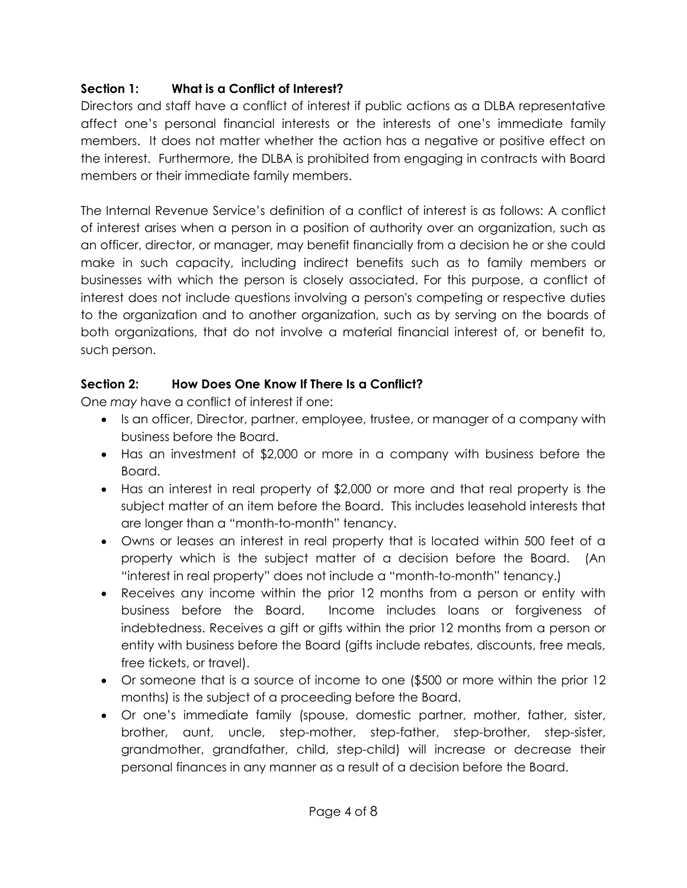## Section 1: What is a Conflict of Interest?

Directors and staff have a conflict of interest if public actions as a DLBA representative affect one's personal financial interests or the interests of one's immediate family members. It does not matter whether the action has a negative or positive effect on the interest. Furthermore, the DLBA is prohibited from engaging in contracts with Board members or their immediate family members.

The Internal Revenue Service's definition of a conflict of interest is as follows: A conflict of interest arises when a person in a position of authority over an organization, such as an officer, director, or manager, may benefit financially from a decision he or she could make in such capacity, including indirect benefits such as to family members or businesses with which the person is closely associated. For this purpose, a conflict of interest does not include questions involving a person's competing or respective duties to the organization and to another organization, such as by serving on the boards of both organizations, that do not involve a material financial interest of, or benefit to, such person.

## Section 2: How Does One Know If There Is a Conflict?

One *may* have a conflict of interest if one:

- Is an officer, Director, partner, employee, trustee, or manager of a company with business before the Board.
- Has an investment of $2,000 or more in a company with business before the Board.
- Has an interest in real property of $2,000 or more and that real property is the subject matter of an item before the Board. This includes leasehold interests that are longer than a "month-to-month" tenancy.
- Owns or leases an interest in real property that is located within 500 feet of a property which is the subject matter of a decision before the Board. (An "interest in real property" does not include a "month-to-month" tenancy.)
- Receives any income within the prior 12 months from a person or entity with business before the Board. Income includes loans or forgiveness of indebtedness. Receives a gift or gifts within the prior 12 months from a person or entity with business before the Board (gifts include rebates, discounts, free meals, free tickets, or travel).
- Or someone that is a source of income to one ($500 or more within the prior 12 months) is the subject of a proceeding before the Board.
- Or one's immediate family (spouse, domestic partner, mother, father, sister, brother, aunt, uncle, step-mother, step-father, step-brother, step-sister, grandmother, grandfather, child, step-child) will increase or decrease their personal finances in any manner as a result of a decision before the Board.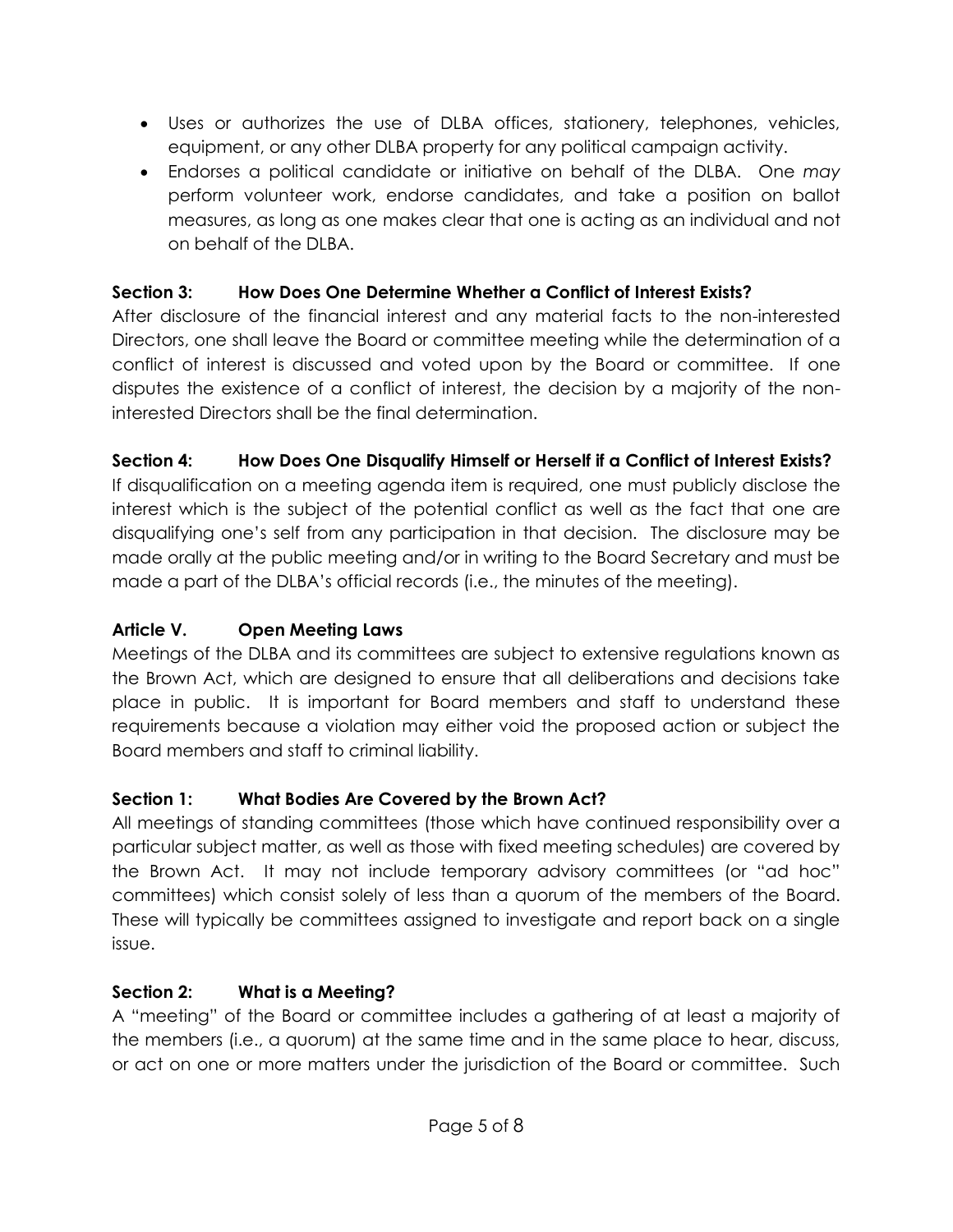- Uses or authorizes the use of DLBA offices, stationery, telephones, vehicles, equipment, or any other DLBA property for any political campaign activity.
- Endorses a political candidate or initiative on behalf of the DLBA. One *may* perform volunteer work, endorse candidates, and take a position on ballot measures, as long as one makes clear that one is acting as an individual and not on behalf of the DLBA.

### Section 3: How Does One Determine Whether a Conflict of Interest Exists?

After disclosure of the financial interest and any material facts to the non-interested Directors, one shall leave the Board or committee meeting while the determination of a conflict of interest is discussed and voted upon by the Board or committee. If one disputes the existence of a conflict of interest, the decision by a majority of the non-interested Directors shall be the final determination.

### Section 4: How Does One Disqualify Himself or Herself if a Conflict of Interest Exists?

If disqualification on a meeting agenda item is required, one must publicly disclose the interest which is the subject of the potential conflict as well as the fact that one are disqualifying one's self from any participation in that decision. The disclosure may be made orally at the public meeting and/or in writing to the Board Secretary and must be made a part of the DLBA's official records (i.e., the minutes of the meeting).

## Article V. Open Meeting Laws

Meetings of the DLBA and its committees are subject to extensive regulations known as the Brown Act, which are designed to ensure that all deliberations and decisions take place in public. It is important for Board members and staff to understand these requirements because a violation may either void the proposed action or subject the Board members and staff to criminal liability.

### Section 1: What Bodies Are Covered by the Brown Act?

All meetings of standing committees (those which have continued responsibility over a particular subject matter, as well as those with fixed meeting schedules) are covered by the Brown Act. It may not include temporary advisory committees (or "ad hoc" committees) which consist solely of less than a quorum of the members of the Board. These will typically be committees assigned to investigate and report back on a single issue.

### Section 2: What is a Meeting?

A "meeting" of the Board or committee includes a gathering of at least a majority of the members (i.e., a quorum) at the same time and in the same place to hear, discuss, or act on one or more matters under the jurisdiction of the Board or committee. Such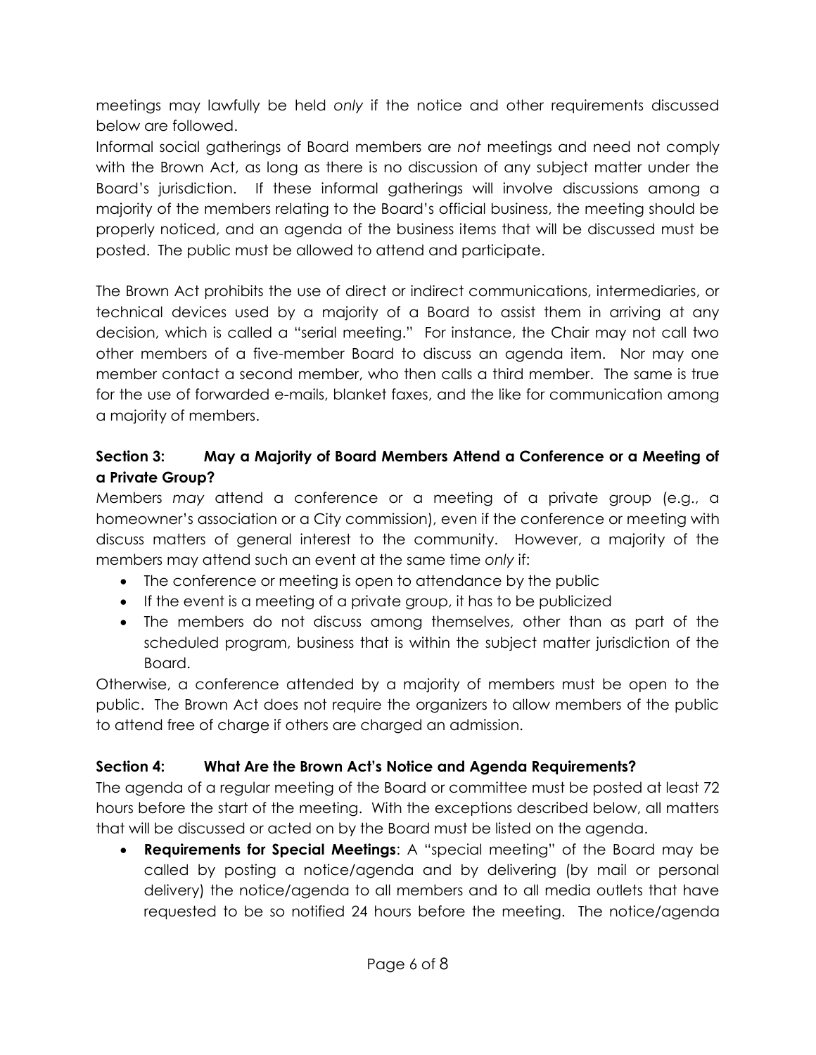meetings may lawfully be held *only* if the notice and other requirements discussed below are followed.

Informal social gatherings of Board members are *not* meetings and need not comply with the Brown Act, as long as there is no discussion of any subject matter under the Board's jurisdiction. If these informal gatherings will involve discussions among a majority of the members relating to the Board's official business, the meeting should be properly noticed, and an agenda of the business items that will be discussed must be posted. The public must be allowed to attend and participate.

The Brown Act prohibits the use of direct or indirect communications, intermediaries, or technical devices used by a majority of a Board to assist them in arriving at any decision, which is called a "serial meeting." For instance, the Chair may not call two other members of a five-member Board to discuss an agenda item. Nor may one member contact a second member, who then calls a third member. The same is true for the use of forwarded e-mails, blanket faxes, and the like for communication among a majority of members.

### Section 3: May a Majority of Board Members Attend a Conference or a Meeting of a Private Group?

Members *may* attend a conference or a meeting of a private group (e.g., a homeowner's association or a City commission), even if the conference or meeting with discuss matters of general interest to the community. However, a majority of the members may attend such an event at the same time *only* if:

- The conference or meeting is open to attendance by the public
- If the event is a meeting of a private group, it has to be publicized
- The members do not discuss among themselves, other than as part of the scheduled program, business that is within the subject matter jurisdiction of the Board.

Otherwise, a conference attended by a majority of members must be open to the public. The Brown Act does not require the organizers to allow members of the public to attend free of charge if others are charged an admission.

### Section 4: What Are the Brown Act's Notice and Agenda Requirements?

The agenda of a regular meeting of the Board or committee must be posted at least 72 hours before the start of the meeting. With the exceptions described below, all matters that will be discussed or acted on by the Board must be listed on the agenda.

- **Requirements for Special Meetings**: A "special meeting" of the Board may be called by posting a notice/agenda and by delivering (by mail or personal delivery) the notice/agenda to all members and to all media outlets that have requested to be so notified 24 hours before the meeting. The notice/agenda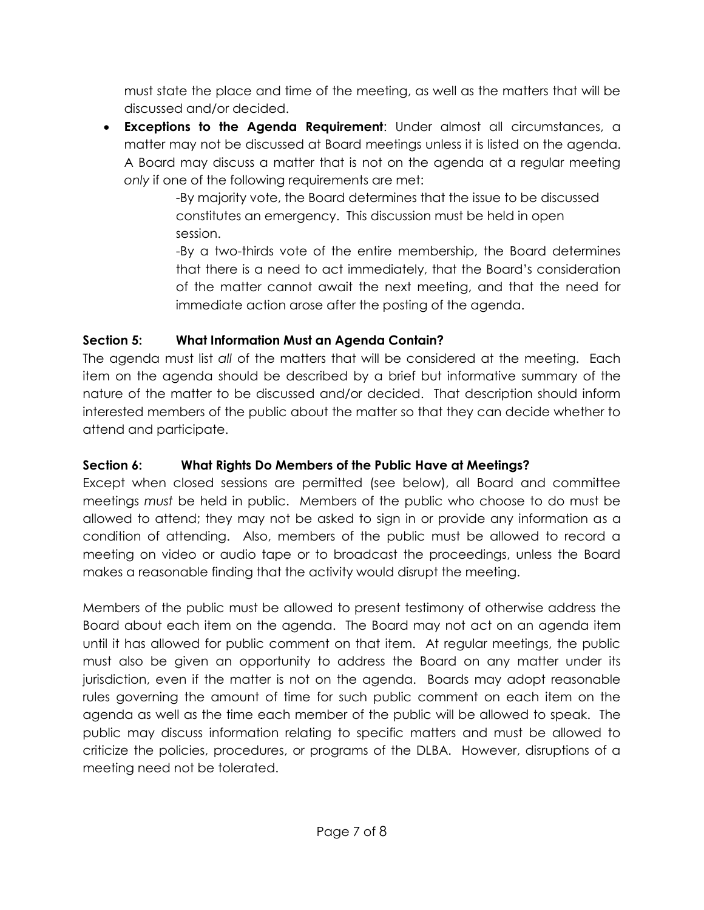must state the place and time of the meeting, as well as the matters that will be discussed and/or decided.

- **Exceptions to the Agenda Requirement**: Under almost all circumstances, a matter may not be discussed at Board meetings unless it is listed on the agenda. A Board may discuss a matter that is not on the agenda at a regular meeting *only* if one of the following requirements are met:

  -By majority vote, the Board determines that the issue to be discussed constitutes an emergency. This discussion must be held in open session.

  -By a two-thirds vote of the entire membership, the Board determines that there is a need to act immediately, that the Board's consideration of the matter cannot await the next meeting, and that the need for immediate action arose after the posting of the agenda.

**Section 5: What Information Must an Agenda Contain?**

The agenda must list *all* of the matters that will be considered at the meeting. Each item on the agenda should be described by a brief but informative summary of the nature of the matter to be discussed and/or decided. That description should inform interested members of the public about the matter so that they can decide whether to attend and participate.

**Section 6: What Rights Do Members of the Public Have at Meetings?**

Except when closed sessions are permitted (see below), all Board and committee meetings *must* be held in public. Members of the public who choose to do must be allowed to attend; they may not be asked to sign in or provide any information as a condition of attending. Also, members of the public must be allowed to record a meeting on video or audio tape or to broadcast the proceedings, unless the Board makes a reasonable finding that the activity would disrupt the meeting.

Members of the public must be allowed to present testimony of otherwise address the Board about each item on the agenda. The Board may not act on an agenda item until it has allowed for public comment on that item. At regular meetings, the public must also be given an opportunity to address the Board on any matter under its jurisdiction, even if the matter is not on the agenda. Boards may adopt reasonable rules governing the amount of time for such public comment on each item on the agenda as well as the time each member of the public will be allowed to speak. The public may discuss information relating to specific matters and must be allowed to criticize the policies, procedures, or programs of the DLBA. However, disruptions of a meeting need not be tolerated.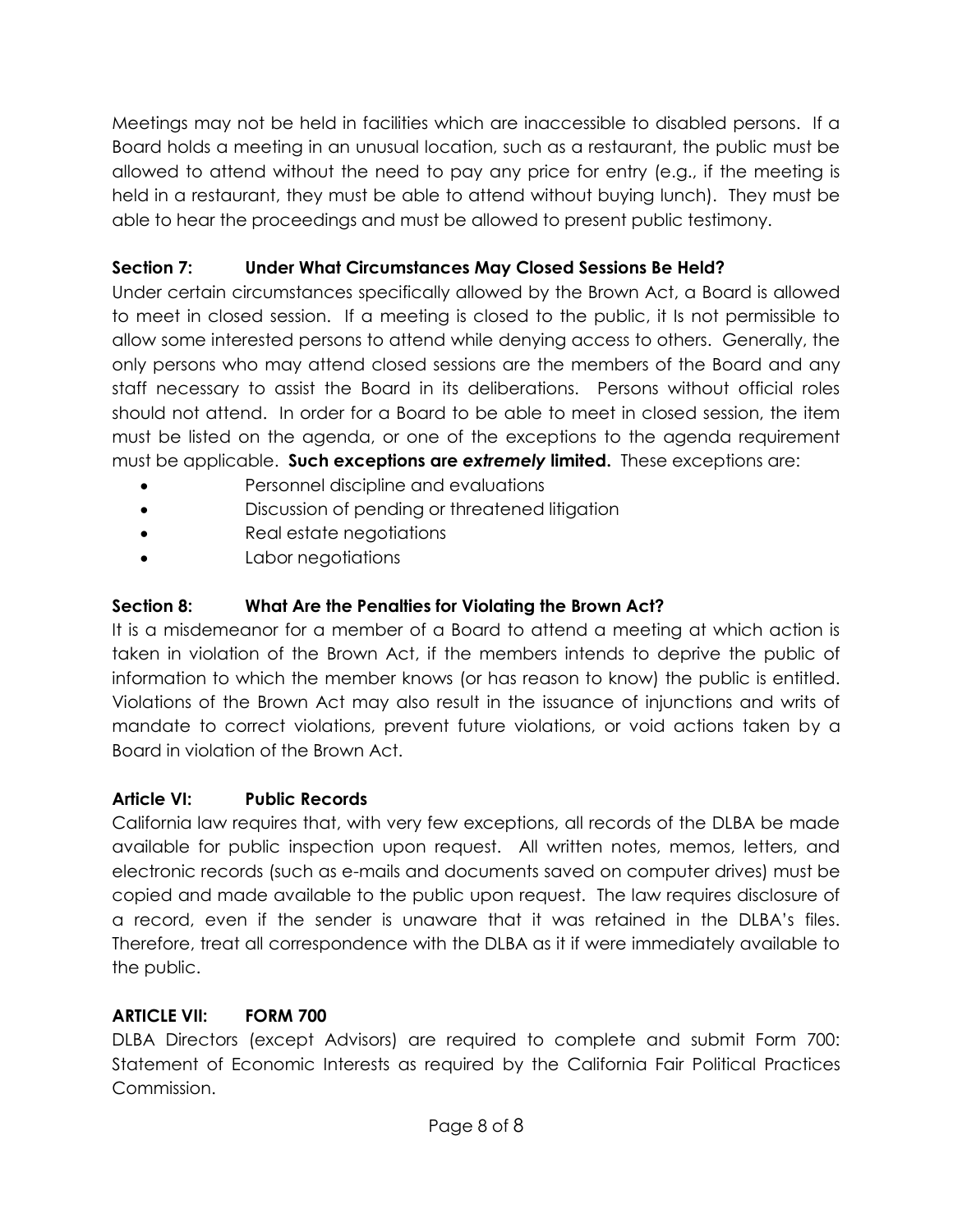Meetings may not be held in facilities which are inaccessible to disabled persons. If a Board holds a meeting in an unusual location, such as a restaurant, the public must be allowed to attend without the need to pay any price for entry (e.g., if the meeting is held in a restaurant, they must be able to attend without buying lunch). They must be able to hear the proceedings and must be allowed to present public testimony.

### Section 7: Under What Circumstances May Closed Sessions Be Held?

Under certain circumstances specifically allowed by the Brown Act, a Board is allowed to meet in closed session. If a meeting is closed to the public, it Is not permissible to allow some interested persons to attend while denying access to others. Generally, the only persons who may attend closed sessions are the members of the Board and any staff necessary to assist the Board in its deliberations. Persons without official roles should not attend. In order for a Board to be able to meet in closed session, the item must be listed on the agenda, or one of the exceptions to the agenda requirement must be applicable. **Such exceptions are *extremely* limited.** These exceptions are:

- Personnel discipline and evaluations
- Discussion of pending or threatened litigation
- Real estate negotiations
- Labor negotiations

### Section 8: What Are the Penalties for Violating the Brown Act?

It is a misdemeanor for a member of a Board to attend a meeting at which action is taken in violation of the Brown Act, if the members intends to deprive the public of information to which the member knows (or has reason to know) the public is entitled. Violations of the Brown Act may also result in the issuance of injunctions and writs of mandate to correct violations, prevent future violations, or void actions taken by a Board in violation of the Brown Act.

## Article VI: Public Records

California law requires that, with very few exceptions, all records of the DLBA be made available for public inspection upon request. All written notes, memos, letters, and electronic records (such as e-mails and documents saved on computer drives) must be copied and made available to the public upon request. The law requires disclosure of a record, even if the sender is unaware that it was retained in the DLBA's files. Therefore, treat all correspondence with the DLBA as it if were immediately available to the public.

## ARTICLE VII: FORM 700

DLBA Directors (except Advisors) are required to complete and submit Form 700: Statement of Economic Interests as required by the California Fair Political Practices Commission.